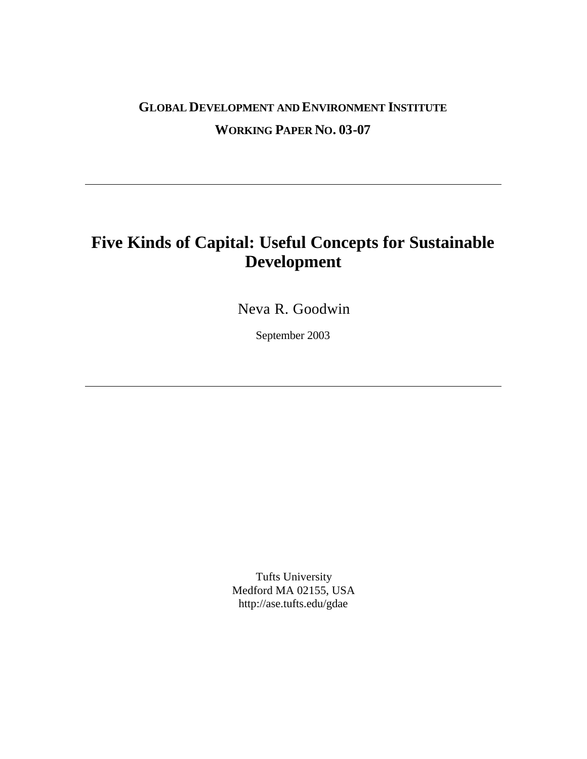**GLOBAL DEVELOPMENT AND ENVIRONMENT INSTITUTE**

**WORKING PAPER NO. 03-07**

---

# Five Kinds of Capital: Useful Concepts for Sustainable Development

Neva R. Goodwin

September 2003

---

Tufts University
Medford MA 02155, USA
http://ase.tufts.edu/gdae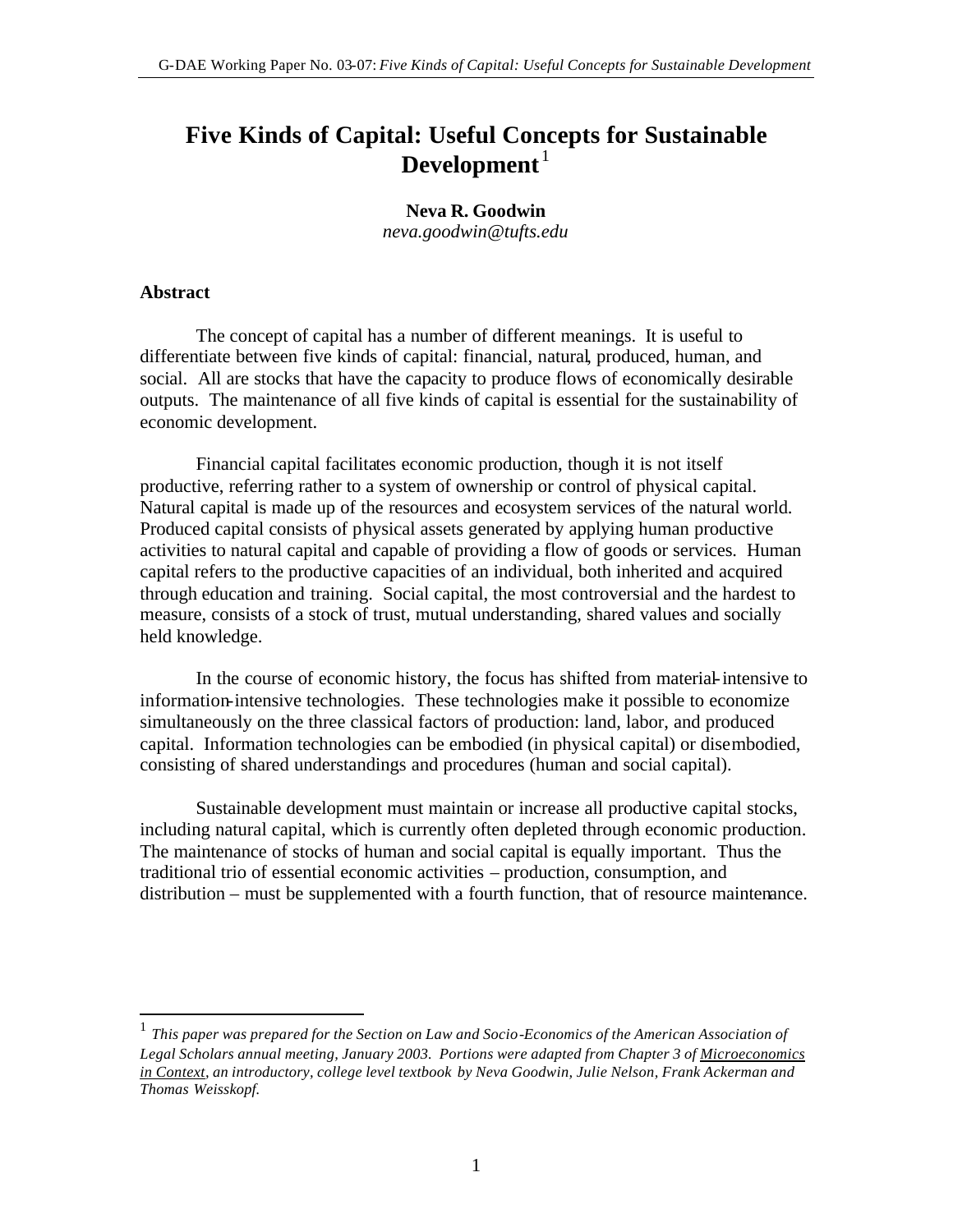# Five Kinds of Capital: Useful Concepts for Sustainable Development[1]

**Neva R. Goodwin**
*neva.goodwin@tufts.edu*

### Abstract

The concept of capital has a number of different meanings. It is useful to differentiate between five kinds of capital: financial, natural, produced, human, and social. All are stocks that have the capacity to produce flows of economically desirable outputs. The maintenance of all five kinds of capital is essential for the sustainability of economic development.

Financial capital facilitates economic production, though it is not itself productive, referring rather to a system of ownership or control of physical capital. Natural capital is made up of the resources and ecosystem services of the natural world. Produced capital consists of physical assets generated by applying human productive activities to natural capital and capable of providing a flow of goods or services. Human capital refers to the productive capacities of an individual, both inherited and acquired through education and training. Social capital, the most controversial and the hardest to measure, consists of a stock of trust, mutual understanding, shared values and socially held knowledge.

In the course of economic history, the focus has shifted from material-intensive to information-intensive technologies. These technologies make it possible to economize simultaneously on the three classical factors of production: land, labor, and produced capital. Information technologies can be embodied (in physical capital) or disembodied, consisting of shared understandings and procedures (human and social capital).

Sustainable development must maintain or increase all productive capital stocks, including natural capital, which is currently often depleted through economic production. The maintenance of stocks of human and social capital is equally important. Thus the traditional trio of essential economic activities – production, consumption, and distribution – must be supplemented with a fourth function, that of resource maintenance.

---

[1] *This paper was prepared for the Section on Law and Socio-Economics of the American Association of Legal Scholars annual meeting, January 2003. Portions were adapted from Chapter 3 of Microeconomics in Context, an introductory, college level textbook by Neva Goodwin, Julie Nelson, Frank Ackerman and Thomas Weisskopf.*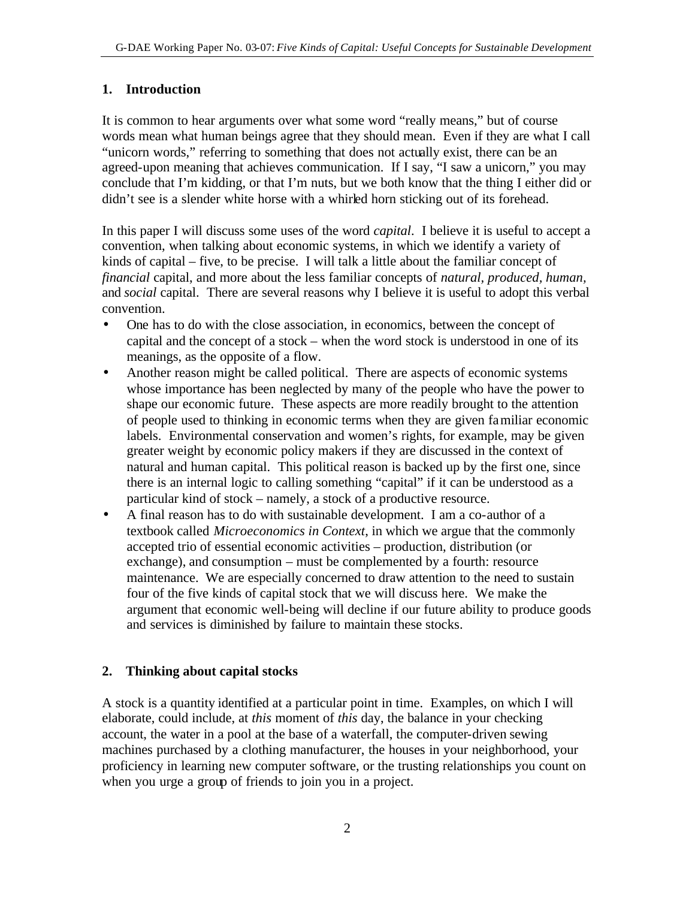## 1. Introduction

It is common to hear arguments over what some word "really means," but of course words mean what human beings agree that they should mean. Even if they are what I call "unicorn words," referring to something that does not actually exist, there can be an agreed-upon meaning that achieves communication. If I say, "I saw a unicorn," you may conclude that I'm kidding, or that I'm nuts, but we both know that the thing I either did or didn't see is a slender white horse with a whirled horn sticking out of its forehead.

In this paper I will discuss some uses of the word *capital*. I believe it is useful to accept a convention, when talking about economic systems, in which we identify a variety of kinds of capital – five, to be precise. I will talk a little about the familiar concept of *financial* capital, and more about the less familiar concepts of *natural*, *produced*, *human*, and *social* capital. There are several reasons why I believe it is useful to adopt this verbal convention.

- One has to do with the close association, in economics, between the concept of capital and the concept of a stock – when the word stock is understood in one of its meanings, as the opposite of a flow.
- Another reason might be called political. There are aspects of economic systems whose importance has been neglected by many of the people who have the power to shape our economic future. These aspects are more readily brought to the attention of people used to thinking in economic terms when they are given familiar economic labels. Environmental conservation and women's rights, for example, may be given greater weight by economic policy makers if they are discussed in the context of natural and human capital. This political reason is backed up by the first one, since there is an internal logic to calling something "capital" if it can be understood as a particular kind of stock – namely, a stock of a productive resource.
- A final reason has to do with sustainable development. I am a co-author of a textbook called *Microeconomics in Context*, in which we argue that the commonly accepted trio of essential economic activities – production, distribution (or exchange), and consumption – must be complemented by a fourth: resource maintenance. We are especially concerned to draw attention to the need to sustain four of the five kinds of capital stock that we will discuss here. We make the argument that economic well-being will decline if our future ability to produce goods and services is diminished by failure to maintain these stocks.

## 2. Thinking about capital stocks

A stock is a quantity identified at a particular point in time. Examples, on which I will elaborate, could include, at *this* moment of *this* day, the balance in your checking account, the water in a pool at the base of a waterfall, the computer-driven sewing machines purchased by a clothing manufacturer, the houses in your neighborhood, your proficiency in learning new computer software, or the trusting relationships you count on when you urge a group of friends to join you in a project.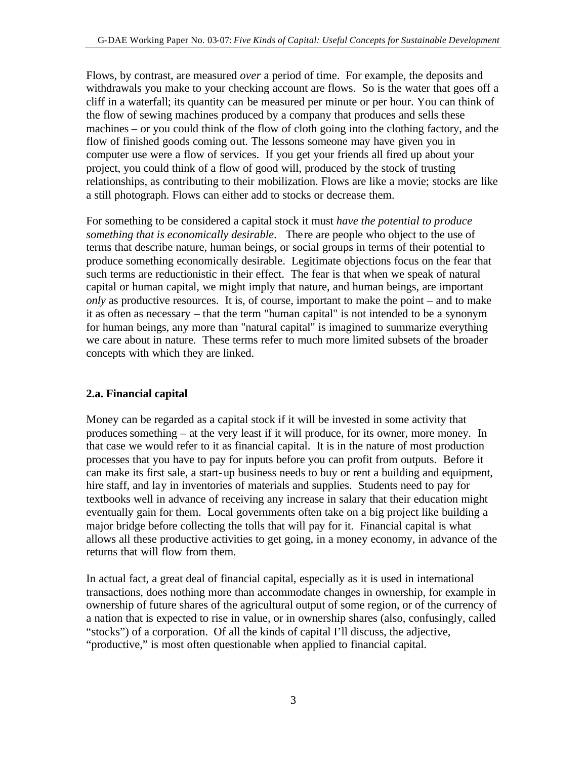Flows, by contrast, are measured *over* a period of time. For example, the deposits and withdrawals you make to your checking account are flows. So is the water that goes off a cliff in a waterfall; its quantity can be measured per minute or per hour. You can think of the flow of sewing machines produced by a company that produces and sells these machines – or you could think of the flow of cloth going into the clothing factory, and the flow of finished goods coming out. The lessons someone may have given you in computer use were a flow of services. If you get your friends all fired up about your project, you could think of a flow of good will, produced by the stock of trusting relationships, as contributing to their mobilization. Flows are like a movie; stocks are like a still photograph. Flows can either add to stocks or decrease them.

For something to be considered a capital stock it must *have the potential to produce something that is economically desirable*. There are people who object to the use of terms that describe nature, human beings, or social groups in terms of their potential to produce something economically desirable. Legitimate objections focus on the fear that such terms are reductionistic in their effect. The fear is that when we speak of natural capital or human capital, we might imply that nature, and human beings, are important *only* as productive resources. It is, of course, important to make the point – and to make it as often as necessary – that the term "human capital" is not intended to be a synonym for human beings, any more than "natural capital" is imagined to summarize everything we care about in nature. These terms refer to much more limited subsets of the broader concepts with which they are linked.

### 2.a. Financial capital

Money can be regarded as a capital stock if it will be invested in some activity that produces something – at the very least if it will produce, for its owner, more money. In that case we would refer to it as financial capital. It is in the nature of most production processes that you have to pay for inputs before you can profit from outputs. Before it can make its first sale, a start-up business needs to buy or rent a building and equipment, hire staff, and lay in inventories of materials and supplies. Students need to pay for textbooks well in advance of receiving any increase in salary that their education might eventually gain for them. Local governments often take on a big project like building a major bridge before collecting the tolls that will pay for it. Financial capital is what allows all these productive activities to get going, in a money economy, in advance of the returns that will flow from them.

In actual fact, a great deal of financial capital, especially as it is used in international transactions, does nothing more than accommodate changes in ownership, for example in ownership of future shares of the agricultural output of some region, or of the currency of a nation that is expected to rise in value, or in ownership shares (also, confusingly, called "stocks") of a corporation. Of all the kinds of capital I'll discuss, the adjective, "productive," is most often questionable when applied to financial capital.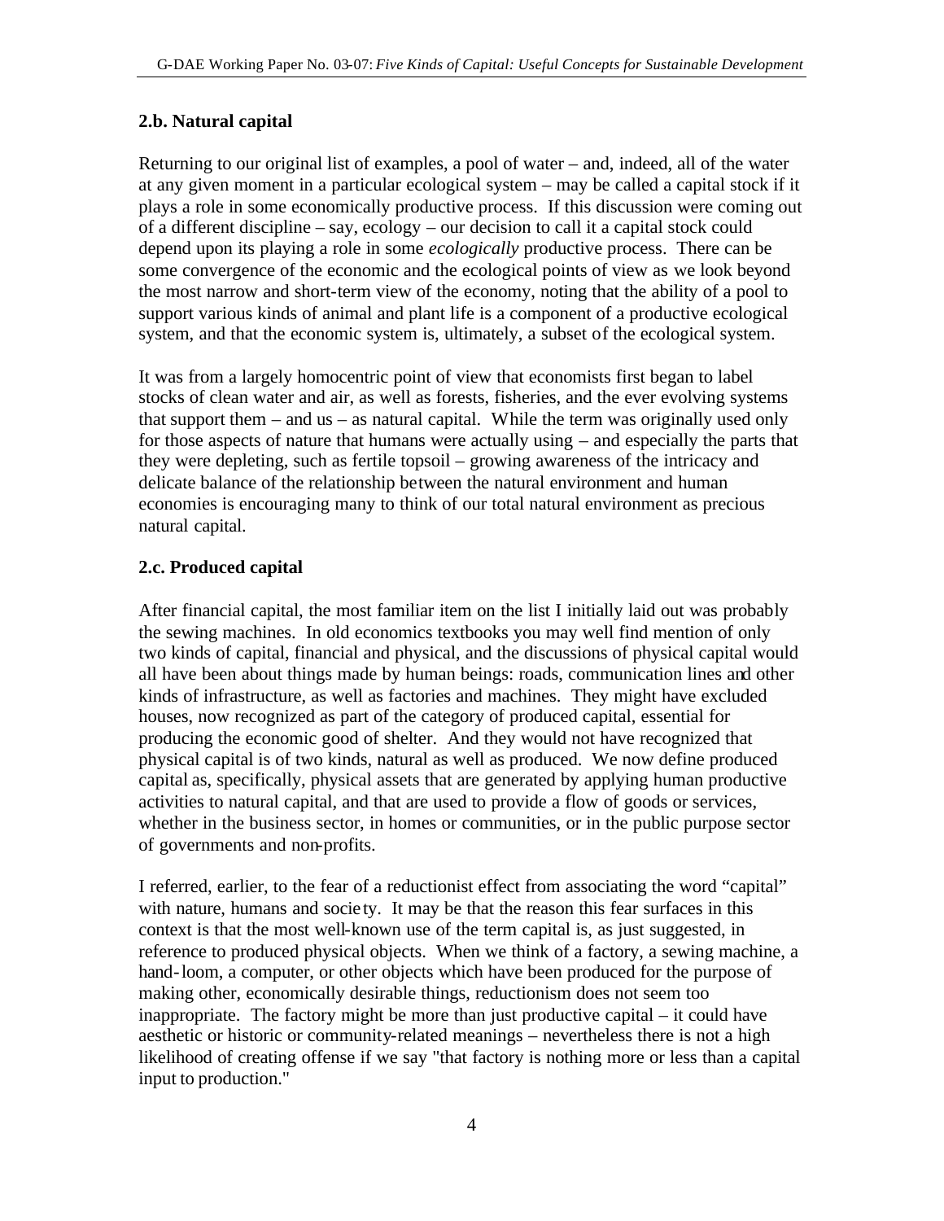### 2.b. Natural capital

Returning to our original list of examples, a pool of water – and, indeed, all of the water at any given moment in a particular ecological system – may be called a capital stock if it plays a role in some economically productive process. If this discussion were coming out of a different discipline – say, ecology – our decision to call it a capital stock could depend upon its playing a role in some *ecologically* productive process. There can be some convergence of the economic and the ecological points of view as we look beyond the most narrow and short-term view of the economy, noting that the ability of a pool to support various kinds of animal and plant life is a component of a productive ecological system, and that the economic system is, ultimately, a subset of the ecological system.

It was from a largely homocentric point of view that economists first began to label stocks of clean water and air, as well as forests, fisheries, and the ever evolving systems that support them – and us – as natural capital. While the term was originally used only for those aspects of nature that humans were actually using – and especially the parts that they were depleting, such as fertile topsoil – growing awareness of the intricacy and delicate balance of the relationship between the natural environment and human economies is encouraging many to think of our total natural environment as precious natural capital.

### 2.c. Produced capital

After financial capital, the most familiar item on the list I initially laid out was probably the sewing machines. In old economics textbooks you may well find mention of only two kinds of capital, financial and physical, and the discussions of physical capital would all have been about things made by human beings: roads, communication lines and other kinds of infrastructure, as well as factories and machines. They might have excluded houses, now recognized as part of the category of produced capital, essential for producing the economic good of shelter. And they would not have recognized that physical capital is of two kinds, natural as well as produced. We now define produced capital as, specifically, physical assets that are generated by applying human productive activities to natural capital, and that are used to provide a flow of goods or services, whether in the business sector, in homes or communities, or in the public purpose sector of governments and non-profits.

I referred, earlier, to the fear of a reductionist effect from associating the word "capital" with nature, humans and society. It may be that the reason this fear surfaces in this context is that the most well-known use of the term capital is, as just suggested, in reference to produced physical objects. When we think of a factory, a sewing machine, a hand-loom, a computer, or other objects which have been produced for the purpose of making other, economically desirable things, reductionism does not seem too inappropriate. The factory might be more than just productive capital – it could have aesthetic or historic or community-related meanings – nevertheless there is not a high likelihood of creating offense if we say "that factory is nothing more or less than a capital input to production."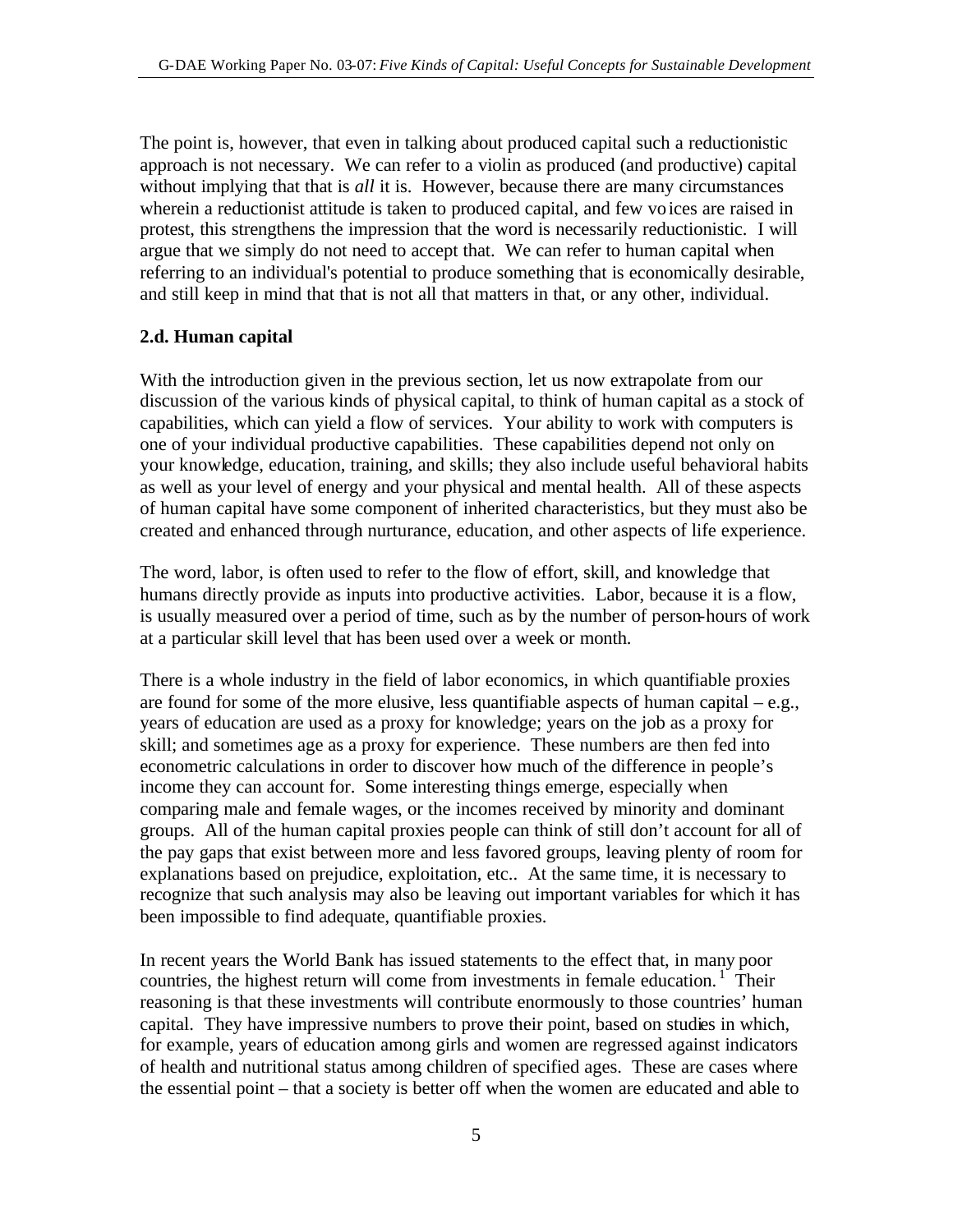The point is, however, that even in talking about produced capital such a reductionistic approach is not necessary. We can refer to a violin as produced (and productive) capital without implying that that is *all* it is. However, because there are many circumstances wherein a reductionist attitude is taken to produced capital, and few voices are raised in protest, this strengthens the impression that the word is necessarily reductionistic. I will argue that we simply do not need to accept that. We can refer to human capital when referring to an individual's potential to produce something that is economically desirable, and still keep in mind that that is not all that matters in that, or any other, individual.

### 2.d. Human capital

With the introduction given in the previous section, let us now extrapolate from our discussion of the various kinds of physical capital, to think of human capital as a stock of capabilities, which can yield a flow of services. Your ability to work with computers is one of your individual productive capabilities. These capabilities depend not only on your knowledge, education, training, and skills; they also include useful behavioral habits as well as your level of energy and your physical and mental health. All of these aspects of human capital have some component of inherited characteristics, but they must also be created and enhanced through nurturance, education, and other aspects of life experience.

The word, labor, is often used to refer to the flow of effort, skill, and knowledge that humans directly provide as inputs into productive activities. Labor, because it is a flow, is usually measured over a period of time, such as by the number of person-hours of work at a particular skill level that has been used over a week or month.

There is a whole industry in the field of labor economics, in which quantifiable proxies are found for some of the more elusive, less quantifiable aspects of human capital – e.g., years of education are used as a proxy for knowledge; years on the job as a proxy for skill; and sometimes age as a proxy for experience. These numbers are then fed into econometric calculations in order to discover how much of the difference in people's income they can account for. Some interesting things emerge, especially when comparing male and female wages, or the incomes received by minority and dominant groups. All of the human capital proxies people can think of still don't account for all of the pay gaps that exist between more and less favored groups, leaving plenty of room for explanations based on prejudice, exploitation, etc.. At the same time, it is necessary to recognize that such analysis may also be leaving out important variables for which it has been impossible to find adequate, quantifiable proxies.

In recent years the World Bank has issued statements to the effect that, in many poor countries, the highest return will come from investments in female education.[1] Their reasoning is that these investments will contribute enormously to those countries' human capital. They have impressive numbers to prove their point, based on studies in which, for example, years of education among girls and women are regressed against indicators of health and nutritional status among children of specified ages. These are cases where the essential point – that a society is better off when the women are educated and able to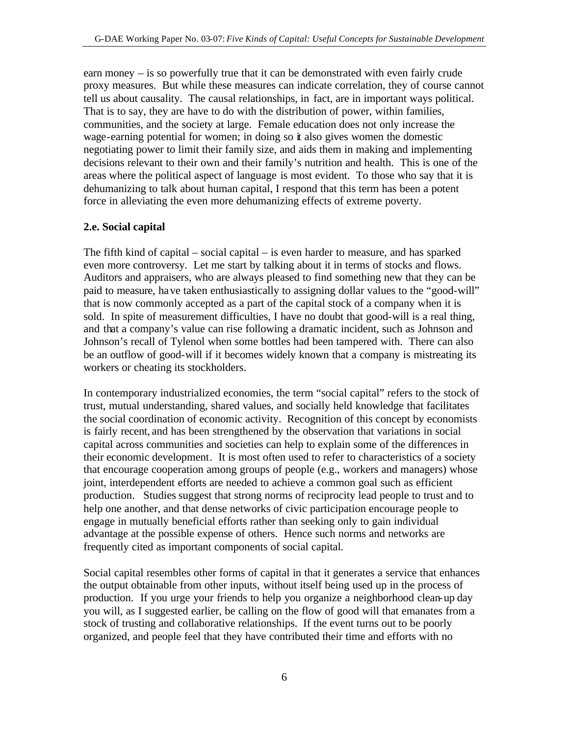earn money – is so powerfully true that it can be demonstrated with even fairly crude proxy measures. But while these measures can indicate correlation, they of course cannot tell us about causality. The causal relationships, in fact, are in important ways political. That is to say, they are have to do with the distribution of power, within families, communities, and the society at large. Female education does not only increase the wage-earning potential for women; in doing so it also gives women the domestic negotiating power to limit their family size, and aids them in making and implementing decisions relevant to their own and their family's nutrition and health. This is one of the areas where the political aspect of language is most evident. To those who say that it is dehumanizing to talk about human capital, I respond that this term has been a potent force in alleviating the even more dehumanizing effects of extreme poverty.

### 2.e. Social capital

The fifth kind of capital – social capital – is even harder to measure, and has sparked even more controversy. Let me start by talking about it in terms of stocks and flows. Auditors and appraisers, who are always pleased to find something new that they can be paid to measure, have taken enthusiastically to assigning dollar values to the "good-will" that is now commonly accepted as a part of the capital stock of a company when it is sold. In spite of measurement difficulties, I have no doubt that good-will is a real thing, and that a company's value can rise following a dramatic incident, such as Johnson and Johnson's recall of Tylenol when some bottles had been tampered with. There can also be an outflow of good-will if it becomes widely known that a company is mistreating its workers or cheating its stockholders.

In contemporary industrialized economies, the term "social capital" refers to the stock of trust, mutual understanding, shared values, and socially held knowledge that facilitates the social coordination of economic activity. Recognition of this concept by economists is fairly recent, and has been strengthened by the observation that variations in social capital across communities and societies can help to explain some of the differences in their economic development. It is most often used to refer to characteristics of a society that encourage cooperation among groups of people (e.g., workers and managers) whose joint, interdependent efforts are needed to achieve a common goal such as efficient production. Studies suggest that strong norms of reciprocity lead people to trust and to help one another, and that dense networks of civic participation encourage people to engage in mutually beneficial efforts rather than seeking only to gain individual advantage at the possible expense of others. Hence such norms and networks are frequently cited as important components of social capital.

Social capital resembles other forms of capital in that it generates a service that enhances the output obtainable from other inputs, without itself being used up in the process of production. If you urge your friends to help you organize a neighborhood clean-up day you will, as I suggested earlier, be calling on the flow of good will that emanates from a stock of trusting and collaborative relationships. If the event turns out to be poorly organized, and people feel that they have contributed their time and efforts with no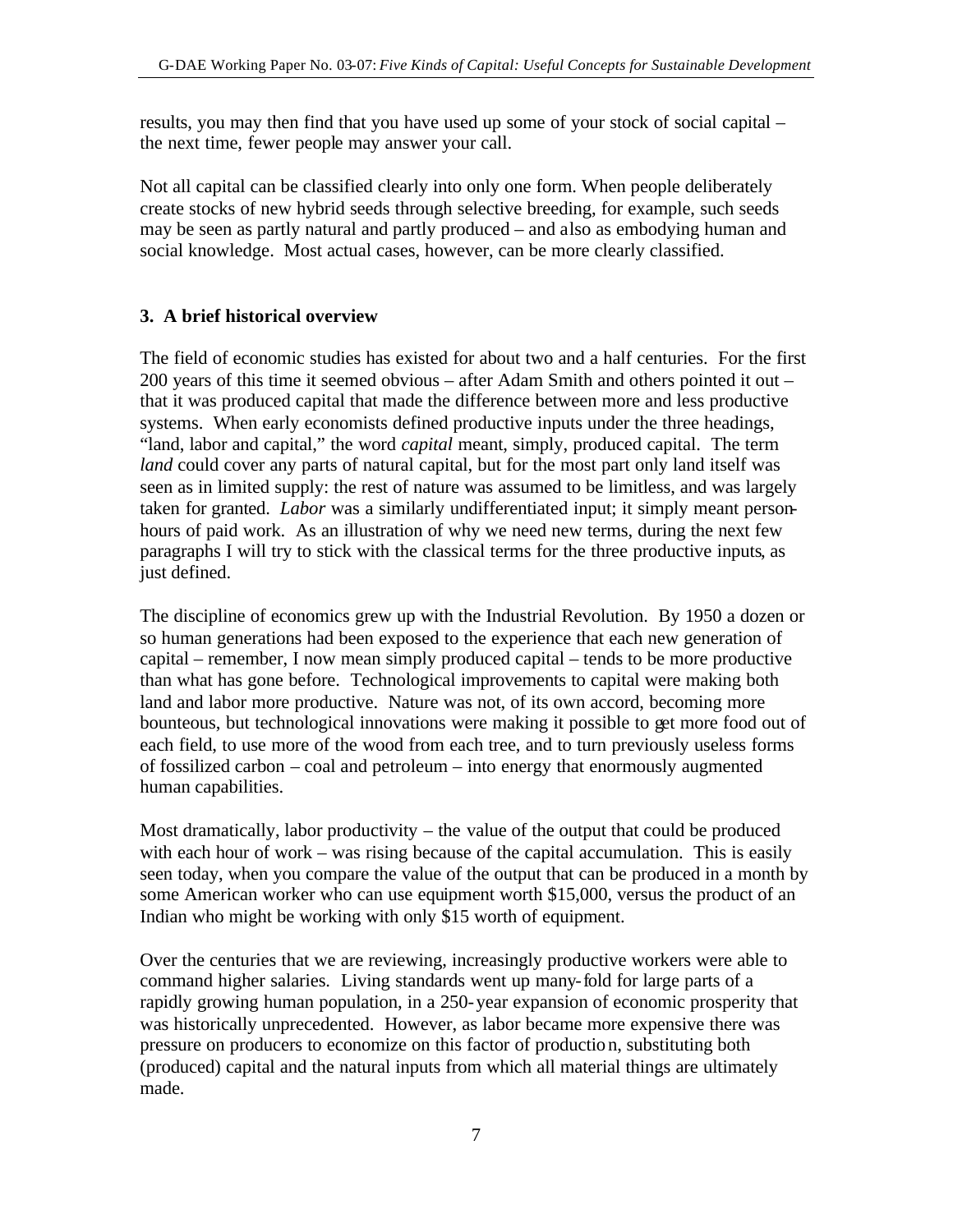results, you may then find that you have used up some of your stock of social capital – the next time, fewer people may answer your call.

Not all capital can be classified clearly into only one form. When people deliberately create stocks of new hybrid seeds through selective breeding, for example, such seeds may be seen as partly natural and partly produced – and also as embodying human and social knowledge. Most actual cases, however, can be more clearly classified.

## 3. A brief historical overview

The field of economic studies has existed for about two and a half centuries. For the first 200 years of this time it seemed obvious – after Adam Smith and others pointed it out – that it was produced capital that made the difference between more and less productive systems. When early economists defined productive inputs under the three headings, "land, labor and capital," the word *capital* meant, simply, produced capital. The term *land* could cover any parts of natural capital, but for the most part only land itself was seen as in limited supply: the rest of nature was assumed to be limitless, and was largely taken for granted. *Labor* was a similarly undifferentiated input; it simply meant person-hours of paid work. As an illustration of why we need new terms, during the next few paragraphs I will try to stick with the classical terms for the three productive inputs, as just defined.

The discipline of economics grew up with the Industrial Revolution. By 1950 a dozen or so human generations had been exposed to the experience that each new generation of capital – remember, I now mean simply produced capital – tends to be more productive than what has gone before. Technological improvements to capital were making both land and labor more productive. Nature was not, of its own accord, becoming more bounteous, but technological innovations were making it possible to get more food out of each field, to use more of the wood from each tree, and to turn previously useless forms of fossilized carbon – coal and petroleum – into energy that enormously augmented human capabilities.

Most dramatically, labor productivity – the value of the output that could be produced with each hour of work – was rising because of the capital accumulation. This is easily seen today, when you compare the value of the output that can be produced in a month by some American worker who can use equipment worth $15,000, versus the product of an Indian who might be working with only $15 worth of equipment.

Over the centuries that we are reviewing, increasingly productive workers were able to command higher salaries. Living standards went up many-fold for large parts of a rapidly growing human population, in a 250-year expansion of economic prosperity that was historically unprecedented. However, as labor became more expensive there was pressure on producers to economize on this factor of production, substituting both (produced) capital and the natural inputs from which all material things are ultimately made.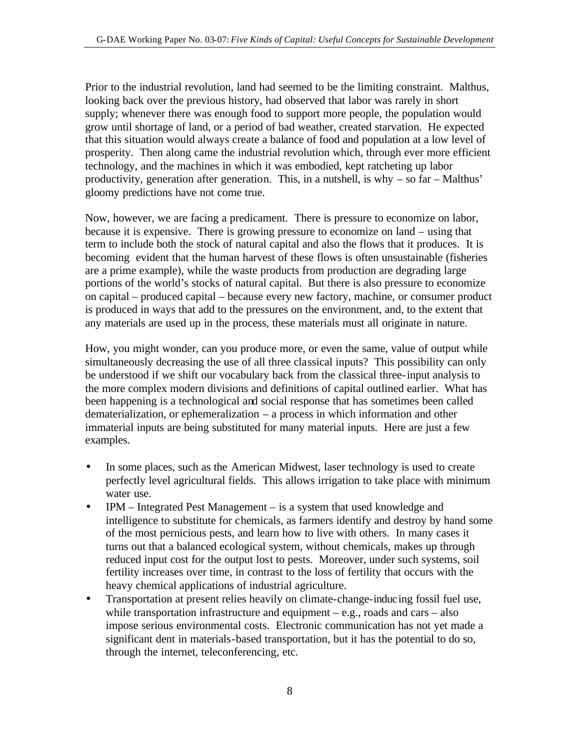Prior to the industrial revolution, land had seemed to be the limiting constraint. Malthus, looking back over the previous history, had observed that labor was rarely in short supply; whenever there was enough food to support more people, the population would grow until shortage of land, or a period of bad weather, created starvation. He expected that this situation would always create a balance of food and population at a low level of prosperity. Then along came the industrial revolution which, through ever more efficient technology, and the machines in which it was embodied, kept ratcheting up labor productivity, generation after generation. This, in a nutshell, is why – so far – Malthus' gloomy predictions have not come true.

Now, however, we are facing a predicament. There is pressure to economize on labor, because it is expensive. There is growing pressure to economize on land – using that term to include both the stock of natural capital and also the flows that it produces. It is becoming evident that the human harvest of these flows is often unsustainable (fisheries are a prime example), while the waste products from production are degrading large portions of the world's stocks of natural capital. But there is also pressure to economize on capital – produced capital – because every new factory, machine, or consumer product is produced in ways that add to the pressures on the environment, and, to the extent that any materials are used up in the process, these materials must all originate in nature.

How, you might wonder, can you produce more, or even the same, value of output while simultaneously decreasing the use of all three classical inputs? This possibility can only be understood if we shift our vocabulary back from the classical three-input analysis to the more complex modern divisions and definitions of capital outlined earlier. What has been happening is a technological and social response that has sometimes been called dematerialization, or ephemeralization – a process in which information and other immaterial inputs are being substituted for many material inputs. Here are just a few examples.

- In some places, such as the American Midwest, laser technology is used to create perfectly level agricultural fields. This allows irrigation to take place with minimum water use.
- IPM – Integrated Pest Management – is a system that used knowledge and intelligence to substitute for chemicals, as farmers identify and destroy by hand some of the most pernicious pests, and learn how to live with others. In many cases it turns out that a balanced ecological system, without chemicals, makes up through reduced input cost for the output lost to pests. Moreover, under such systems, soil fertility increases over time, in contrast to the loss of fertility that occurs with the heavy chemical applications of industrial agriculture.
- Transportation at present relies heavily on climate-change-inducing fossil fuel use, while transportation infrastructure and equipment – e.g., roads and cars – also impose serious environmental costs. Electronic communication has not yet made a significant dent in materials-based transportation, but it has the potential to do so, through the internet, teleconferencing, etc.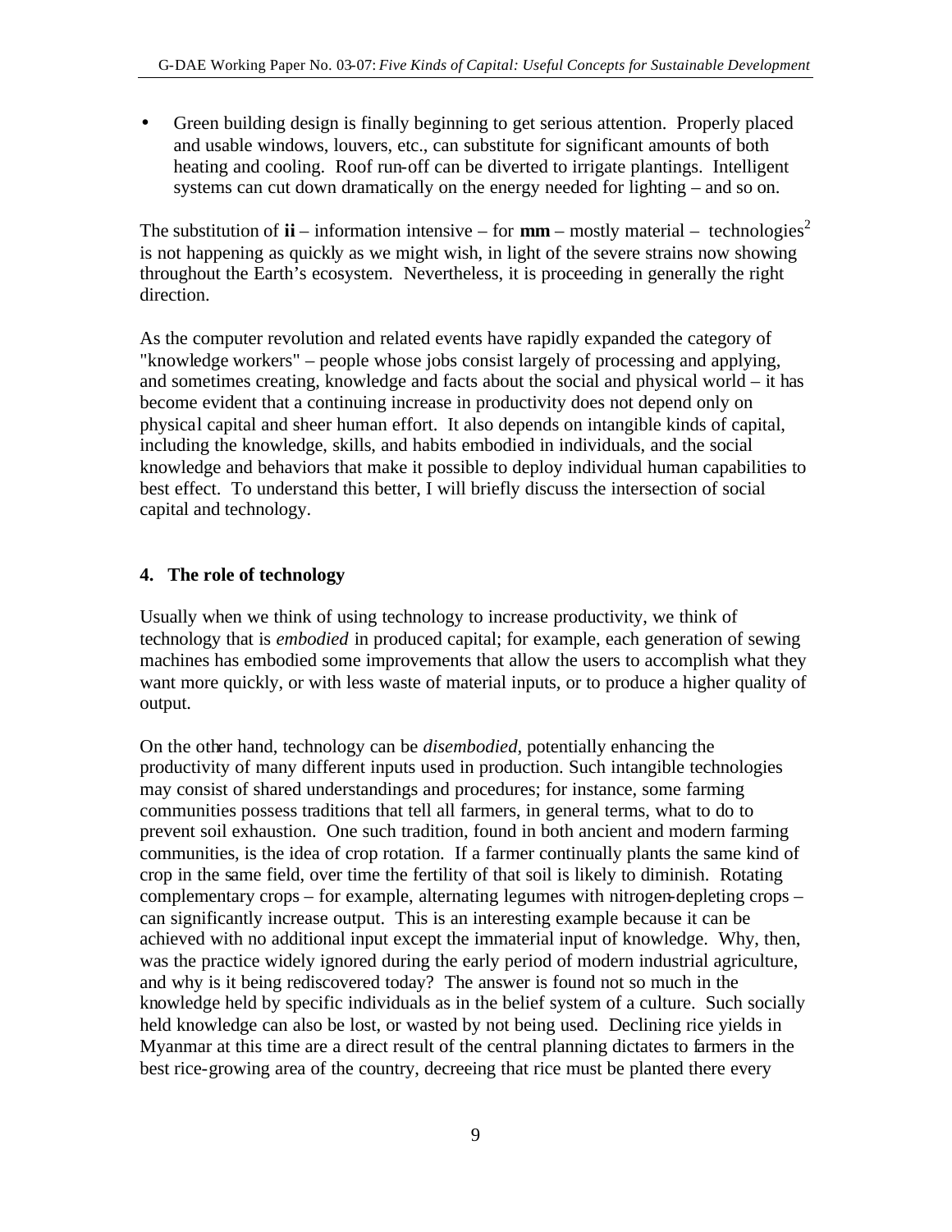- Green building design is finally beginning to get serious attention. Properly placed and usable windows, louvers, etc., can substitute for significant amounts of both heating and cooling. Roof run-off can be diverted to irrigate plantings. Intelligent systems can cut down dramatically on the energy needed for lighting – and so on.

The substitution of **ii** – information intensive – for **mm** – mostly material – technologies[2] is not happening as quickly as we might wish, in light of the severe strains now showing throughout the Earth's ecosystem. Nevertheless, it is proceeding in generally the right direction.

As the computer revolution and related events have rapidly expanded the category of "knowledge workers" – people whose jobs consist largely of processing and applying, and sometimes creating, knowledge and facts about the social and physical world – it has become evident that a continuing increase in productivity does not depend only on physical capital and sheer human effort. It also depends on intangible kinds of capital, including the knowledge, skills, and habits embodied in individuals, and the social knowledge and behaviors that make it possible to deploy individual human capabilities to best effect. To understand this better, I will briefly discuss the intersection of social capital and technology.

## 4. The role of technology

Usually when we think of using technology to increase productivity, we think of technology that is *embodied* in produced capital; for example, each generation of sewing machines has embodied some improvements that allow the users to accomplish what they want more quickly, or with less waste of material inputs, or to produce a higher quality of output.

On the other hand, technology can be *disembodied,* potentially enhancing the productivity of many different inputs used in production. Such intangible technologies may consist of shared understandings and procedures; for instance, some farming communities possess traditions that tell all farmers, in general terms, what to do to prevent soil exhaustion. One such tradition, found in both ancient and modern farming communities, is the idea of crop rotation. If a farmer continually plants the same kind of crop in the same field, over time the fertility of that soil is likely to diminish. Rotating complementary crops – for example, alternating legumes with nitrogen-depleting crops – can significantly increase output. This is an interesting example because it can be achieved with no additional input except the immaterial input of knowledge. Why, then, was the practice widely ignored during the early period of modern industrial agriculture, and why is it being rediscovered today? The answer is found not so much in the knowledge held by specific individuals as in the belief system of a culture. Such socially held knowledge can also be lost, or wasted by not being used. Declining rice yields in Myanmar at this time are a direct result of the central planning dictates to farmers in the best rice-growing area of the country, decreeing that rice must be planted there every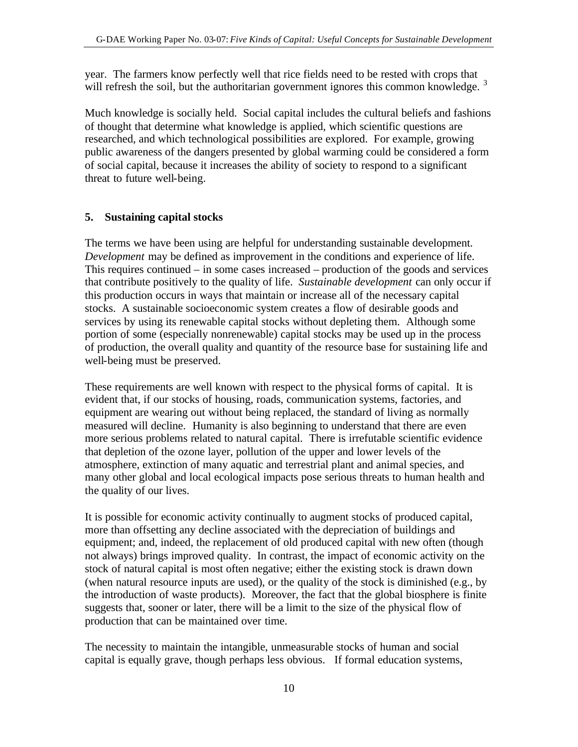year. The farmers know perfectly well that rice fields need to be rested with crops that will refresh the soil, but the authoritarian government ignores this common knowledge. [3]

Much knowledge is socially held. Social capital includes the cultural beliefs and fashions of thought that determine what knowledge is applied, which scientific questions are researched, and which technological possibilities are explored. For example, growing public awareness of the dangers presented by global warming could be considered a form of social capital, because it increases the ability of society to respond to a significant threat to future well-being.

## 5. Sustaining capital stocks

The terms we have been using are helpful for understanding sustainable development. *Development* may be defined as improvement in the conditions and experience of life. This requires continued – in some cases increased – production of the goods and services that contribute positively to the quality of life. *Sustainable development* can only occur if this production occurs in ways that maintain or increase all of the necessary capital stocks. A sustainable socioeconomic system creates a flow of desirable goods and services by using its renewable capital stocks without depleting them. Although some portion of some (especially nonrenewable) capital stocks may be used up in the process of production, the overall quality and quantity of the resource base for sustaining life and well-being must be preserved.

These requirements are well known with respect to the physical forms of capital. It is evident that, if our stocks of housing, roads, communication systems, factories, and equipment are wearing out without being replaced, the standard of living as normally measured will decline. Humanity is also beginning to understand that there are even more serious problems related to natural capital. There is irrefutable scientific evidence that depletion of the ozone layer, pollution of the upper and lower levels of the atmosphere, extinction of many aquatic and terrestrial plant and animal species, and many other global and local ecological impacts pose serious threats to human health and the quality of our lives.

It is possible for economic activity continually to augment stocks of produced capital, more than offsetting any decline associated with the depreciation of buildings and equipment; and, indeed, the replacement of old produced capital with new often (though not always) brings improved quality. In contrast, the impact of economic activity on the stock of natural capital is most often negative; either the existing stock is drawn down (when natural resource inputs are used), or the quality of the stock is diminished (e.g., by the introduction of waste products). Moreover, the fact that the global biosphere is finite suggests that, sooner or later, there will be a limit to the size of the physical flow of production that can be maintained over time.

The necessity to maintain the intangible, unmeasurable stocks of human and social capital is equally grave, though perhaps less obvious. If formal education systems,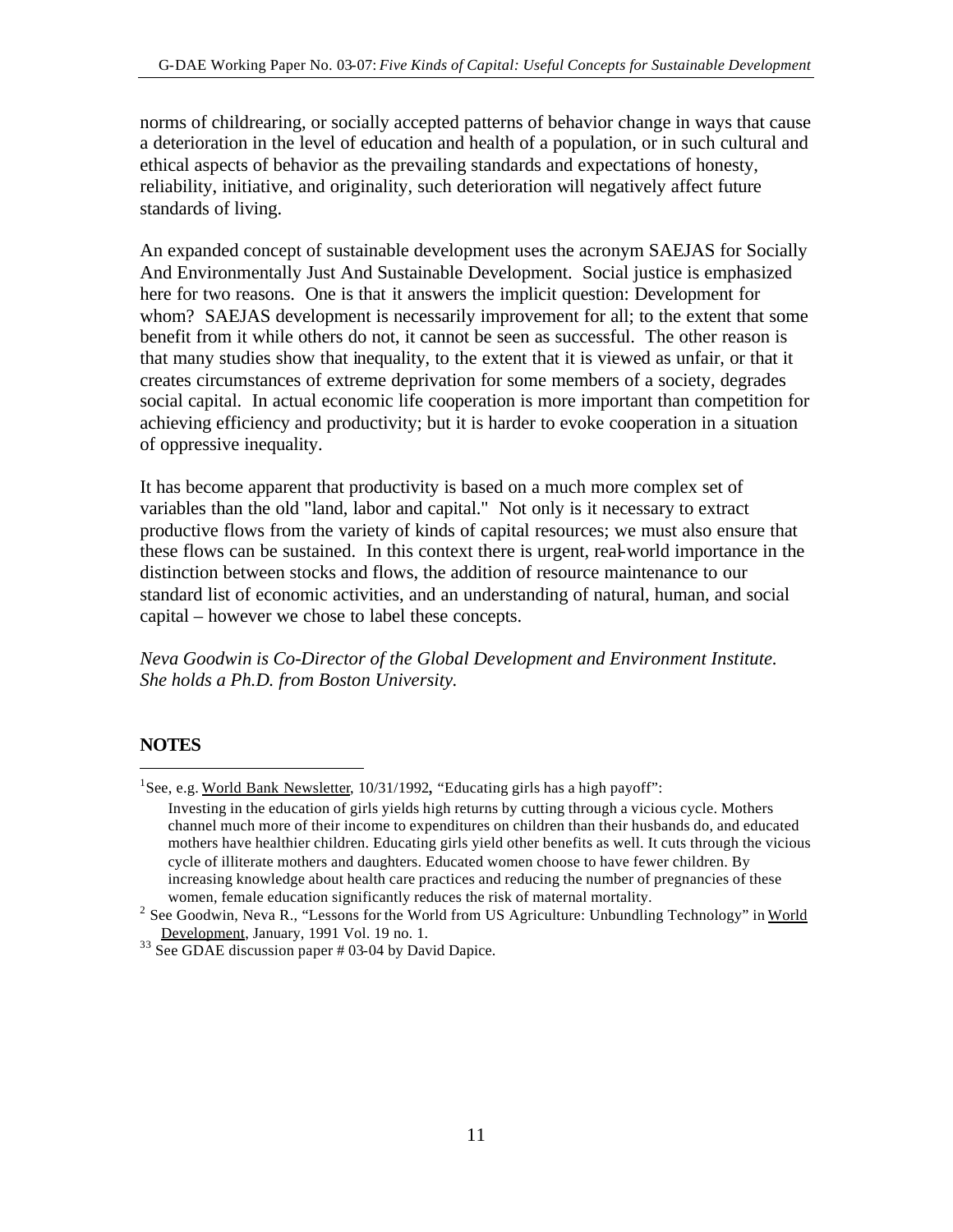norms of childrearing, or socially accepted patterns of behavior change in ways that cause a deterioration in the level of education and health of a population, or in such cultural and ethical aspects of behavior as the prevailing standards and expectations of honesty, reliability, initiative, and originality, such deterioration will negatively affect future standards of living.

An expanded concept of sustainable development uses the acronym SAEJAS for Socially And Environmentally Just And Sustainable Development. Social justice is emphasized here for two reasons. One is that it answers the implicit question: Development for whom? SAEJAS development is necessarily improvement for all; to the extent that some benefit from it while others do not, it cannot be seen as successful. The other reason is that many studies show that inequality, to the extent that it is viewed as unfair, or that it creates circumstances of extreme deprivation for some members of a society, degrades social capital. In actual economic life cooperation is more important than competition for achieving efficiency and productivity; but it is harder to evoke cooperation in a situation of oppressive inequality.

It has become apparent that productivity is based on a much more complex set of variables than the old "land, labor and capital." Not only is it necessary to extract productive flows from the variety of kinds of capital resources; we must also ensure that these flows can be sustained. In this context there is urgent, real-world importance in the distinction between stocks and flows, the addition of resource maintenance to our standard list of economic activities, and an understanding of natural, human, and social capital – however we chose to label these concepts.

*Neva Goodwin is Co-Director of the Global Development and Environment Institute. She holds a Ph.D. from Boston University.*

**NOTES**

[1] See, e.g. World Bank Newsletter, 10/31/1992, "Educating girls has a high payoff":

> Investing in the education of girls yields high returns by cutting through a vicious cycle. Mothers channel much more of their income to expenditures on children than their husbands do, and educated mothers have healthier children. Educating girls yield other benefits as well. It cuts through the vicious cycle of illiterate mothers and daughters. Educated women choose to have fewer children. By increasing knowledge about health care practices and reducing the number of pregnancies of these women, female education significantly reduces the risk of maternal mortality.

[2] See Goodwin, Neva R., "Lessons for the World from US Agriculture: Unbundling Technology" in World Development, January, 1991 Vol. 19 no. 1.

[33] See GDAE discussion paper # 03-04 by David Dapice.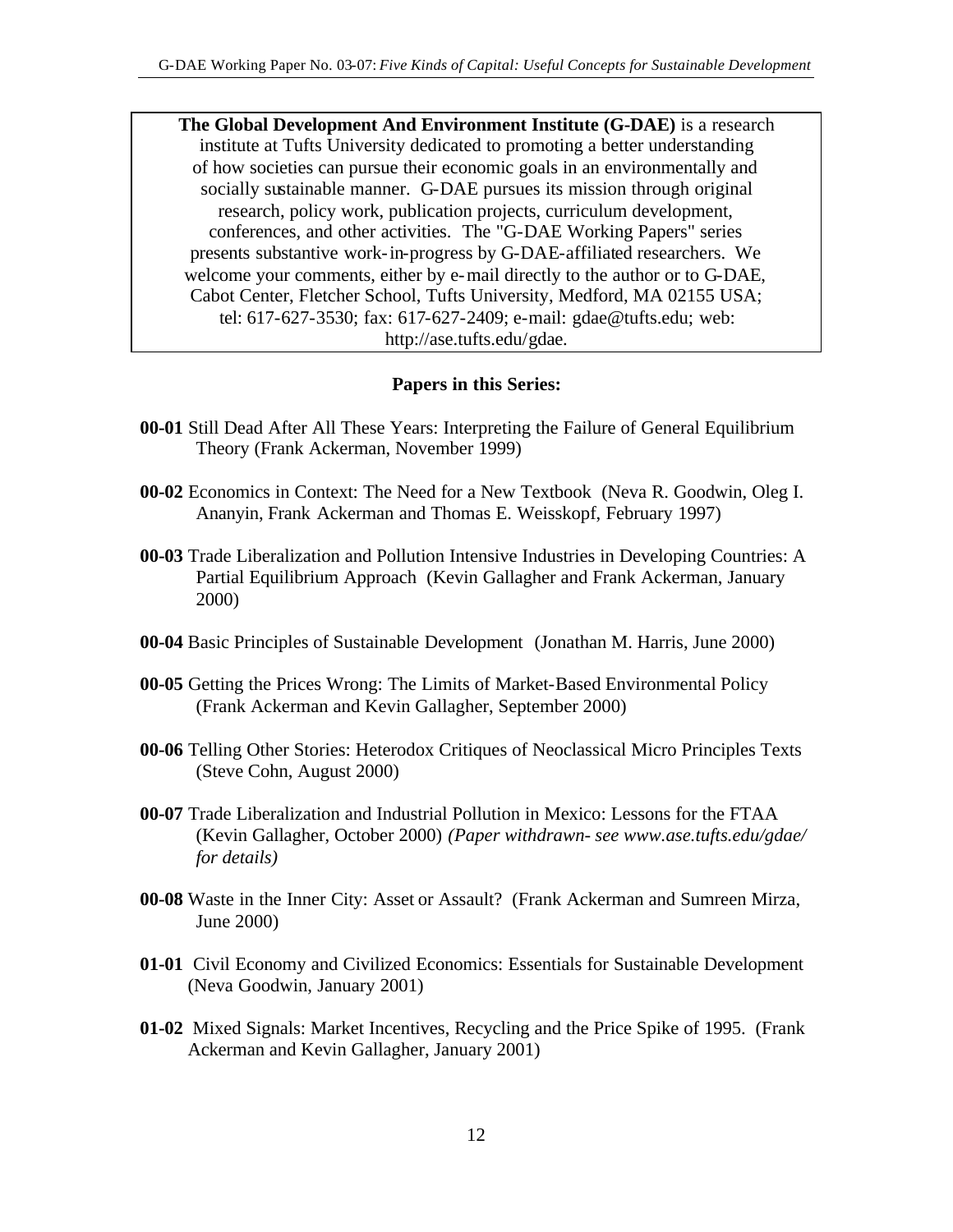**The Global Development And Environment Institute (G-DAE)** is a research institute at Tufts University dedicated to promoting a better understanding of how societies can pursue their economic goals in an environmentally and socially sustainable manner. G-DAE pursues its mission through original research, policy work, publication projects, curriculum development, conferences, and other activities. The "G-DAE Working Papers" series presents substantive work-in-progress by G-DAE-affiliated researchers. We welcome your comments, either by e-mail directly to the author or to G-DAE, Cabot Center, Fletcher School, Tufts University, Medford, MA 02155 USA; tel: 617-627-3530; fax: 617-627-2409; e-mail: gdae@tufts.edu; web: http://ase.tufts.edu/gdae.

**Papers in this Series:**

**00-01** Still Dead After All These Years: Interpreting the Failure of General Equilibrium Theory (Frank Ackerman, November 1999)

**00-02** Economics in Context: The Need for a New Textbook (Neva R. Goodwin, Oleg I. Ananyin, Frank Ackerman and Thomas E. Weisskopf, February 1997)

**00-03** Trade Liberalization and Pollution Intensive Industries in Developing Countries: A Partial Equilibrium Approach (Kevin Gallagher and Frank Ackerman, January 2000)

**00-04** Basic Principles of Sustainable Development (Jonathan M. Harris, June 2000)

**00-05** Getting the Prices Wrong: The Limits of Market-Based Environmental Policy (Frank Ackerman and Kevin Gallagher, September 2000)

**00-06** Telling Other Stories: Heterodox Critiques of Neoclassical Micro Principles Texts (Steve Cohn, August 2000)

**00-07** Trade Liberalization and Industrial Pollution in Mexico: Lessons for the FTAA (Kevin Gallagher, October 2000) *(Paper withdrawn- see www.ase.tufts.edu/gdae/ for details)*

**00-08** Waste in the Inner City: Asset or Assault? (Frank Ackerman and Sumreen Mirza, June 2000)

**01-01** Civil Economy and Civilized Economics: Essentials for Sustainable Development (Neva Goodwin, January 2001)

**01-02** Mixed Signals: Market Incentives, Recycling and the Price Spike of 1995. (Frank Ackerman and Kevin Gallagher, January 2001)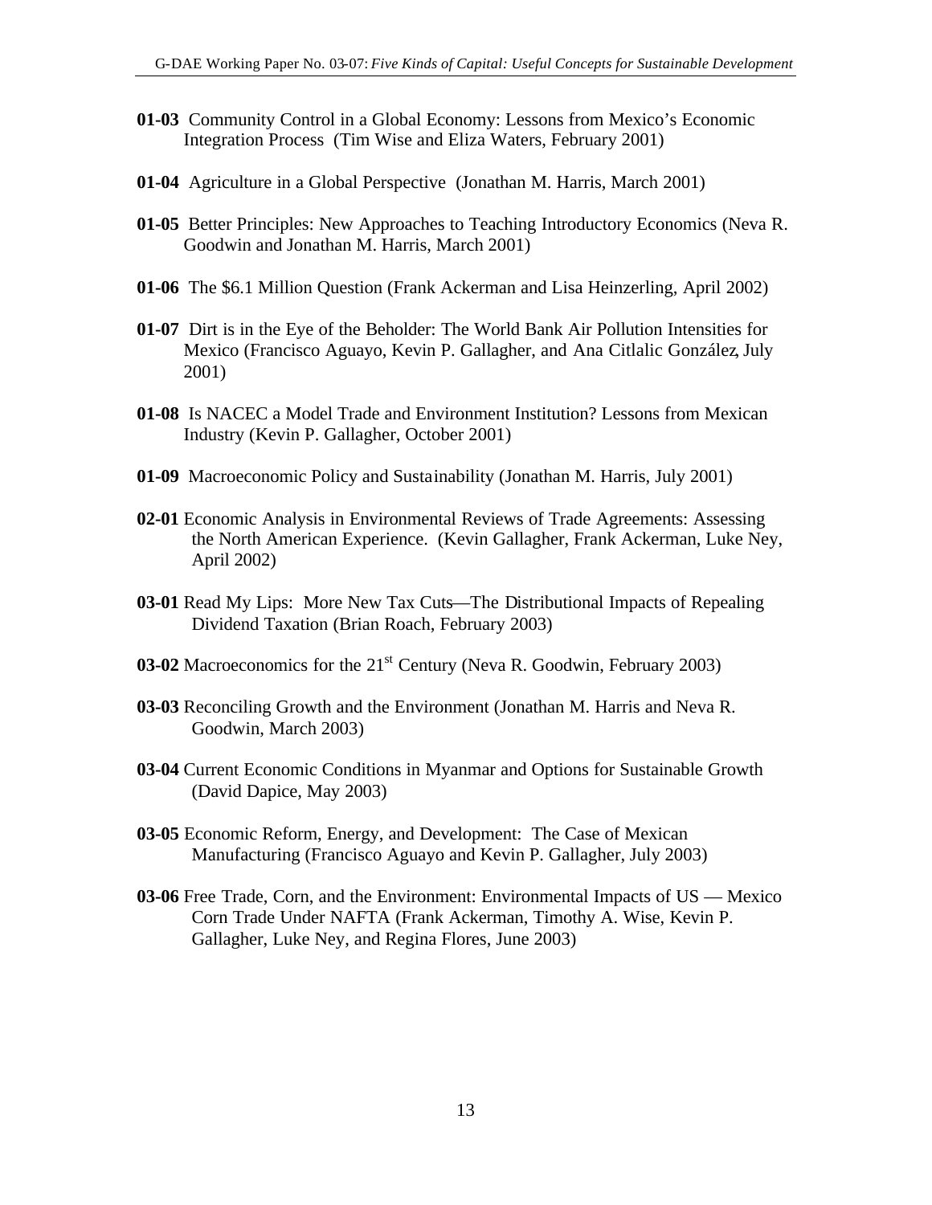**01-03** Community Control in a Global Economy: Lessons from Mexico's Economic Integration Process (Tim Wise and Eliza Waters, February 2001)

**01-04** Agriculture in a Global Perspective (Jonathan M. Harris, March 2001)

**01-05** Better Principles: New Approaches to Teaching Introductory Economics (Neva R. Goodwin and Jonathan M. Harris, March 2001)

**01-06** The $6.1 Million Question (Frank Ackerman and Lisa Heinzerling, April 2002)

**01-07** Dirt is in the Eye of the Beholder: The World Bank Air Pollution Intensities for Mexico (Francisco Aguayo, Kevin P. Gallagher, and Ana Citlalic González, July 2001)

**01-08** Is NACEC a Model Trade and Environment Institution? Lessons from Mexican Industry (Kevin P. Gallagher, October 2001)

**01-09** Macroeconomic Policy and Sustainability (Jonathan M. Harris, July 2001)

**02-01** Economic Analysis in Environmental Reviews of Trade Agreements: Assessing the North American Experience. (Kevin Gallagher, Frank Ackerman, Luke Ney, April 2002)

**03-01** Read My Lips: More New Tax Cuts—The Distributional Impacts of Repealing Dividend Taxation (Brian Roach, February 2003)

**03-02** Macroeconomics for the 21st Century (Neva R. Goodwin, February 2003)

**03-03** Reconciling Growth and the Environment (Jonathan M. Harris and Neva R. Goodwin, March 2003)

**03-04** Current Economic Conditions in Myanmar and Options for Sustainable Growth (David Dapice, May 2003)

**03-05** Economic Reform, Energy, and Development: The Case of Mexican Manufacturing (Francisco Aguayo and Kevin P. Gallagher, July 2003)

**03-06** Free Trade, Corn, and the Environment: Environmental Impacts of US — Mexico Corn Trade Under NAFTA (Frank Ackerman, Timothy A. Wise, Kevin P. Gallagher, Luke Ney, and Regina Flores, June 2003)